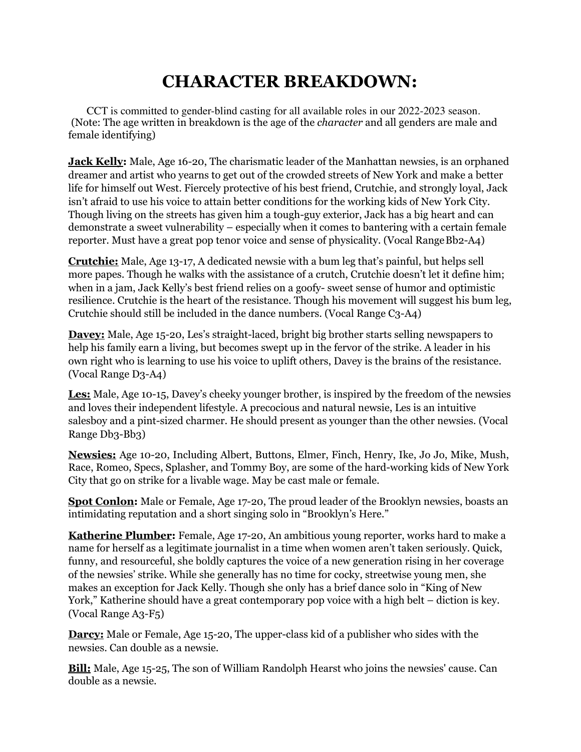# CHARACTER BREAKDOWN:

CCT is committed to gender-blind casting for all available roles in our 2022-2023 season. (Note: The age written in breakdown is the age of the *character* and all genders are male and female identifying)

**Jack Kelly:** Male, Age 16-20, The charismatic leader of the Manhattan newsies, is an orphaned dreamer and artist who yearns to get out of the crowded streets of New York and make a better life for himself out West. Fiercely protective of his best friend, Crutchie, and strongly loyal, Jack isn't afraid to use his voice to attain better conditions for the working kids of New York City. Though living on the streets has given him a tough-guy exterior, Jack has a big heart and can demonstrate a sweet vulnerability – especially when it comes to bantering with a certain female reporter. Must have a great pop tenor voice and sense of physicality. (Vocal Range Bb2-A4)

**Crutchie:** Male, Age 13-17, A dedicated newsie with a bum leg that's painful, but helps sell more papes. Though he walks with the assistance of a crutch, Crutchie doesn't let it define him; when in a jam, Jack Kelly's best friend relies on a goofy- sweet sense of humor and optimistic resilience. Crutchie is the heart of the resistance. Though his movement will suggest his bum leg, Crutchie should still be included in the dance numbers. (Vocal Range C3-A4)

**Davey:** Male, Age 15-20, Les's straight-laced, bright big brother starts selling newspapers to help his family earn a living, but becomes swept up in the fervor of the strike. A leader in his own right who is learning to use his voice to uplift others, Davey is the brains of the resistance. (Vocal Range D3-A4)

**Les:** Male, Age 10-15, Davey's cheeky younger brother, is inspired by the freedom of the newsies and loves their independent lifestyle. A precocious and natural newsie, Les is an intuitive salesboy and a pint-sized charmer. He should present as younger than the other newsies. (Vocal Range Db3-Bb3)

**Newsies:** Age 10-20, Including Albert, Buttons, Elmer, Finch, Henry, Ike, Jo Jo, Mike, Mush, Race, Romeo, Specs, Splasher, and Tommy Boy, are some of the hard-working kids of New York City that go on strike for a livable wage. May be cast male or female.

**Spot Conlon:** Male or Female, Age 17-20, The proud leader of the Brooklyn newsies, boasts an intimidating reputation and a short singing solo in "Brooklyn's Here."

**Katherine Plumber:** Female, Age 17-20, An ambitious young reporter, works hard to make a name for herself as a legitimate journalist in a time when women aren't taken seriously. Quick, funny, and resourceful, she boldly captures the voice of a new generation rising in her coverage of the newsies' strike. While she generally has no time for cocky, streetwise young men, she makes an exception for Jack Kelly. Though she only has a brief dance solo in "King of New York," Katherine should have a great contemporary pop voice with a high belt – diction is key. (Vocal Range A3-F5)

**Darcy:** Male or Female, Age 15-20, The upper-class kid of a publisher who sides with the newsies. Can double as a newsie.

**Bill:** Male, Age 15-25, The son of William Randolph Hearst who joins the newsies' cause. Can double as a newsie.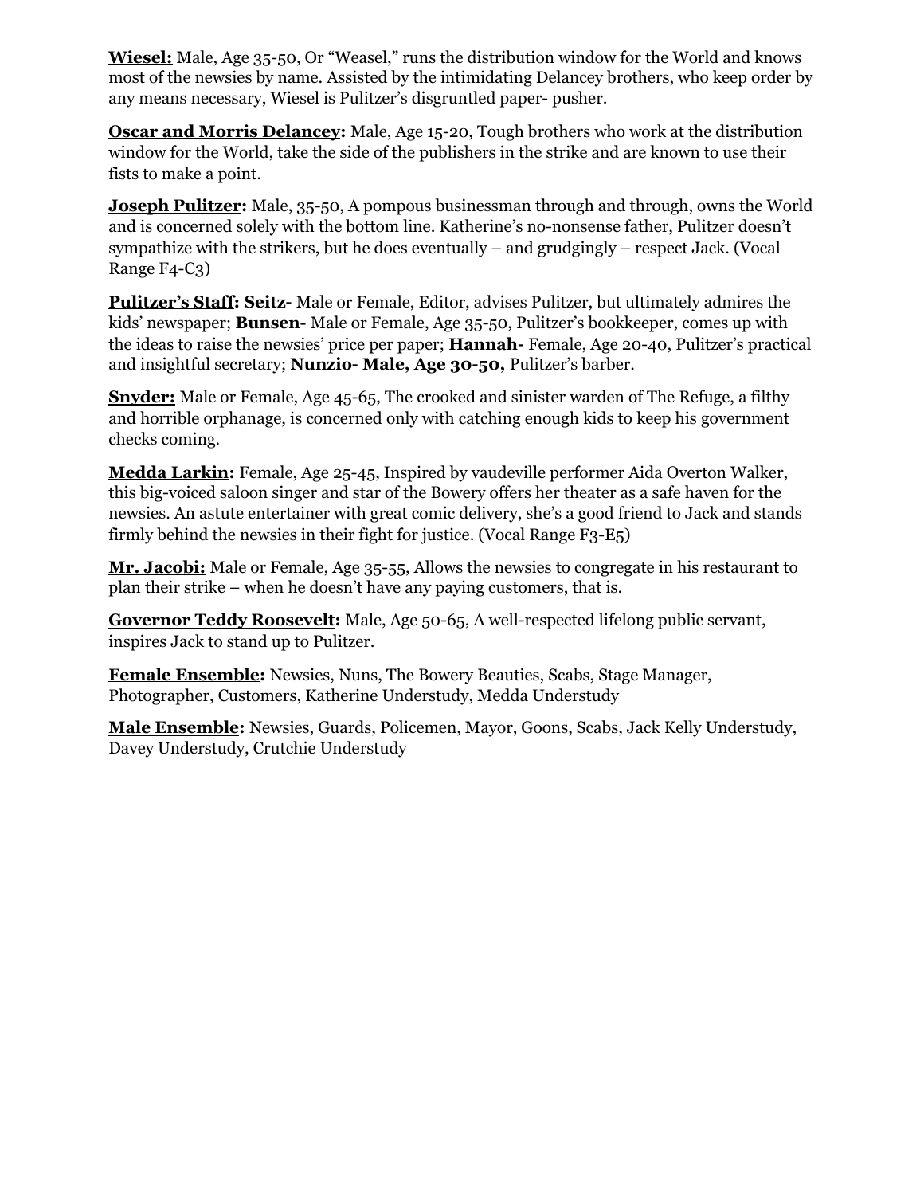**Wiesel:** Male, Age 35-50, Or "Weasel," runs the distribution window for the World and knows most of the newsies by name. Assisted by the intimidating Delancey brothers, who keep order by any means necessary, Wiesel is Pulitzer's disgruntled paper- pusher.

**Oscar and Morris Delancey:** Male, Age 15-20, Tough brothers who work at the distribution window for the World, take the side of the publishers in the strike and are known to use their fists to make a point.

**Joseph Pulitzer:** Male, 35-50, A pompous businessman through and through, owns the World and is concerned solely with the bottom line. Katherine's no-nonsense father, Pulitzer doesn't sympathize with the strikers, but he does eventually – and grudgingly – respect Jack. (Vocal Range F4-C3)

**Pulitzer's Staff: Seitz-** Male or Female, Editor, advises Pulitzer, but ultimately admires the kids' newspaper; **Bunsen-** Male or Female, Age 35-50, Pulitzer's bookkeeper, comes up with the ideas to raise the newsies' price per paper; **Hannah-** Female, Age 20-40, Pulitzer's practical and insightful secretary; **Nunzio- Male, Age 30-50,** Pulitzer's barber.

**Snyder:** Male or Female, Age 45-65, The crooked and sinister warden of The Refuge, a filthy and horrible orphanage, is concerned only with catching enough kids to keep his government checks coming.

**Medda Larkin:** Female, Age 25-45, Inspired by vaudeville performer Aida Overton Walker, this big-voiced saloon singer and star of the Bowery offers her theater as a safe haven for the newsies. An astute entertainer with great comic delivery, she's a good friend to Jack and stands firmly behind the newsies in their fight for justice. (Vocal Range F3-E5)

**Mr. Jacobi:** Male or Female, Age 35-55, Allows the newsies to congregate in his restaurant to plan their strike – when he doesn't have any paying customers, that is.

**Governor Teddy Roosevelt:** Male, Age 50-65, A well-respected lifelong public servant, inspires Jack to stand up to Pulitzer.

**Female Ensemble:** Newsies, Nuns, The Bowery Beauties, Scabs, Stage Manager, Photographer, Customers, Katherine Understudy, Medda Understudy

**Male Ensemble:** Newsies, Guards, Policemen, Mayor, Goons, Scabs, Jack Kelly Understudy, Davey Understudy, Crutchie Understudy